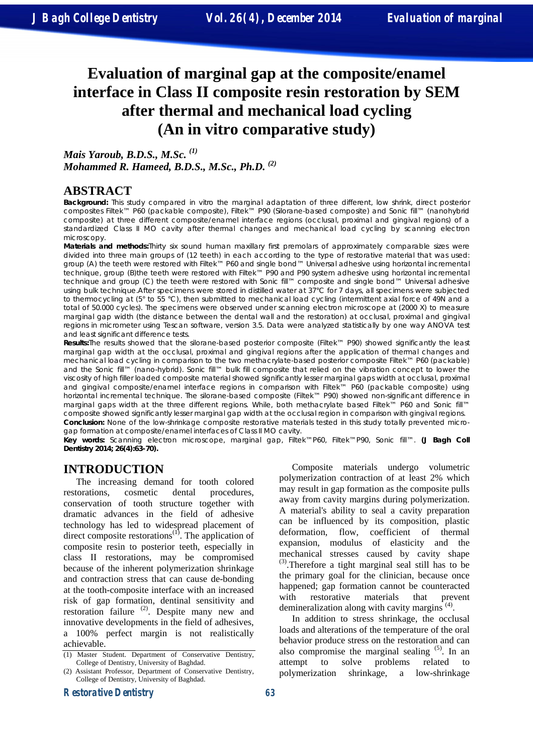# Evaluation of marginal gap at the composite/enamel interface in Class II composite resin restoration by SEM after thermal and mechanical load cycling (An in vitro comparative study)

*Mais Yaroub, B.D.S., M.Sc. [1]*
*Mohammed R. Hameed, B.D.S., M.Sc., Ph.D. [2]*

## ABSTRACT

**Background:** This study compared in vitro the marginal adaptation of three different, low shrink, direct posterior composites Filtek™ P60 (packable composite), Filtek™ P90 (Silorane-based composite) and Sonic fill™ (nanohybrid composite) at three different composite/enamel interface regions (occlusal, proximal and gingival regions) of a standardized Class II MO cavity after thermal changes and mechanical load cycling by scanning electron microscopy.

**Materials and methods:** Thirty six sound human maxillary first premolars of approximately comparable sizes were divided into three main groups of (12 teeth) in each according to the type of restorative material that was used: group (A) the teeth were restored with Filtek™ P60 and single bond™ Universal adhesive using horizontal incremental technique, group (B)the teeth were restored with Filtek™ P90 and P90 system adhesive using horizontal incremental technique and group (C) the teeth were restored with Sonic fill™ composite and single bond™ Universal adhesive using bulk technique.After specimens were stored in distilled water at 37°C for 7 days, all specimens were subjected to thermocycling at (5° to 55 °C), then submitted to mechanical load cycling (intermittent axial force of 49N and a total of 50.000 cycles). The specimens were observed under scanning electron microscope at (2000 X) to measure marginal gap width (the distance between the dental wall and the restoration) at occlusal, proximal and gingival regions in micrometer using Tescan software, version 3.5. Data were analyzed statistically by one way ANOVA test and least significant difference tests.

**Results:** The results showed that the silorane-based posterior composite (Filtek™ P90) showed significantly the least marginal gap width at the occlusal, proximal and gingival regions after the application of thermal changes and mechanical load cycling in comparison to the two methacrylate-based posterior composite Filtek™ P60 (packable) and the Sonic fill™ (nano-hybrid). Sonic fill™ bulk fill composite that relied on the vibration concept to lower the viscosity of high filler loaded composite material showed significantly lesser marginal gaps width at occlusal, proximal and gingival composite/enamel interface regions in comparison with Filtek™ P60 (packable composite) using horizontal incremental technique. The silorane-based composite (Filtek™ P90) showed non-significant difference in marginal gaps width at the three different regions. While, both methacrylate based Filtek™ P60 and Sonic fill™ composite showed significantly lesser marginal gap width at the occlusal region in comparison with gingival regions.

**Conclusion:** None of the low-shrinkage composite restorative materials tested in this study totally prevented micro-gap formation at composite/enamel interfaces of Class II MO cavity.

**Key words:** Scanning electron microscope, marginal gap, Filtek™P60, Filtek™P90, Sonic fill™. **(J Bagh Coll Dentistry 2014; 26(4):63-70).**

## INTRODUCTION

The increasing demand for tooth colored restorations, cosmetic dental procedures, conservation of tooth structure together with dramatic advances in the field of adhesive technology has led to widespread placement of direct composite restorations[1]. The application of composite resin to posterior teeth, especially in class II restorations, may be compromised because of the inherent polymerization shrinkage and contraction stress that can cause de-bonding at the tooth-composite interface with an increased risk of gap formation, dentinal sensitivity and restoration failure [2]. Despite many new and innovative developments in the field of adhesives, a 100% perfect margin is not realistically achievable.

Composite materials undergo volumetric polymerization contraction of at least 2% which may result in gap formation as the composite pulls away from cavity margins during polymerization. A material's ability to seal a cavity preparation can be influenced by its composition, plastic deformation, flow, coefficient of thermal expansion, modulus of elasticity and the mechanical stresses caused by cavity shape [3].Therefore a tight marginal seal still has to be the primary goal for the clinician, because once happened; gap formation cannot be counteracted with restorative materials that prevent demineralization along with cavity margins [4].

In addition to stress shrinkage, the occlusal loads and alterations of the temperature of the oral behavior produce stress on the restoration and can also compromise the marginal sealing [5]. In an attempt to solve problems related to polymerization shrinkage, a low-shrinkage

(1) Master Student. Department of Conservative Dentistry, College of Dentistry, University of Baghdad.
(2) Assistant Professor, Department of Conservative Dentistry, College of Dentistry, University of Baghdad.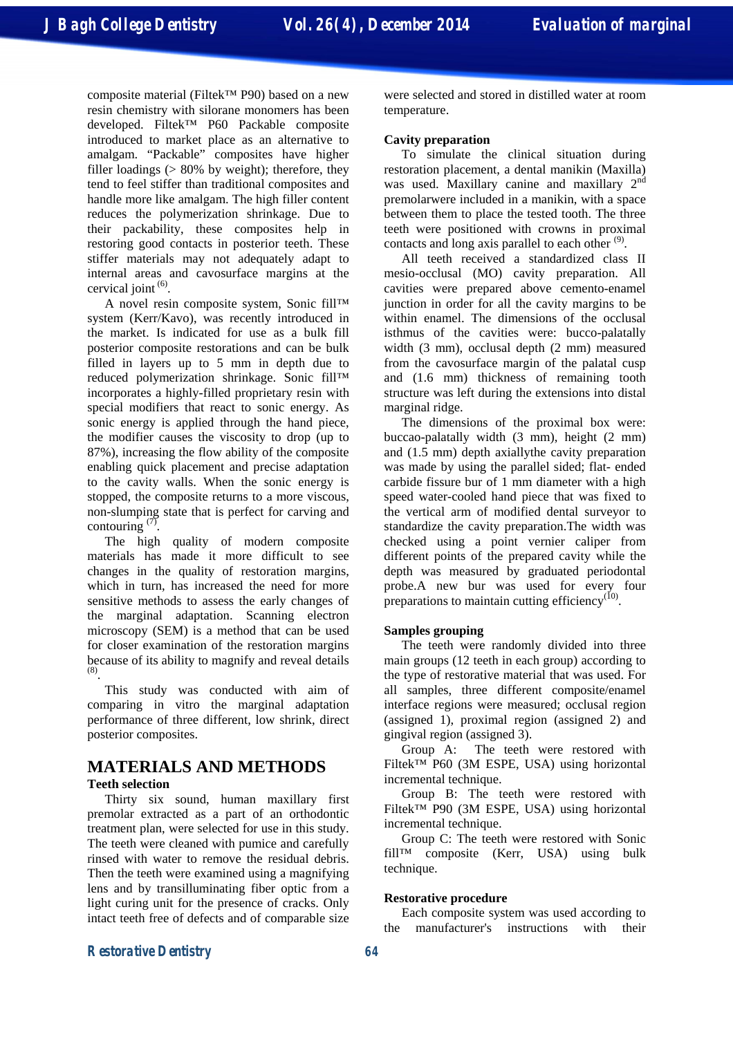composite material (Filtek™ P90) based on a new resin chemistry with silorane monomers has been developed. Filtek™ P60 Packable composite introduced to market place as an alternative to amalgam. "Packable" composites have higher filler loadings (> 80% by weight); therefore, they tend to feel stiffer than traditional composites and handle more like amalgam. The high filler content reduces the polymerization shrinkage. Due to their packability, these composites help in restoring good contacts in posterior teeth. These stiffer materials may not adequately adapt to internal areas and cavosurface margins at the cervical joint [6].

A novel resin composite system, Sonic fill™ system (Kerr/Kavo), was recently introduced in the market. Is indicated for use as a bulk fill posterior composite restorations and can be bulk filled in layers up to 5 mm in depth due to reduced polymerization shrinkage. Sonic fill™ incorporates a highly-filled proprietary resin with special modifiers that react to sonic energy. As sonic energy is applied through the hand piece, the modifier causes the viscosity to drop (up to 87%), increasing the flow ability of the composite enabling quick placement and precise adaptation to the cavity walls. When the sonic energy is stopped, the composite returns to a more viscous, non-slumping state that is perfect for carving and contouring [7].

The high quality of modern composite materials has made it more difficult to see changes in the quality of restoration margins, which in turn, has increased the need for more sensitive methods to assess the early changes of the marginal adaptation. Scanning electron microscopy (SEM) is a method that can be used for closer examination of the restoration margins because of its ability to magnify and reveal details [8].

This study was conducted with aim of comparing in vitro the marginal adaptation performance of three different, low shrink, direct posterior composites.

## MATERIALS AND METHODS

### Teeth selection

Thirty six sound, human maxillary first premolar extracted as a part of an orthodontic treatment plan, were selected for use in this study. The teeth were cleaned with pumice and carefully rinsed with water to remove the residual debris. Then the teeth were examined using a magnifying lens and by transilluminating fiber optic from a light curing unit for the presence of cracks. Only intact teeth free of defects and of comparable size were selected and stored in distilled water at room temperature.

### Cavity preparation

To simulate the clinical situation during restoration placement, a dental manikin (Maxilla) was used. Maxillary canine and maxillary 2nd premolarwere included in a manikin, with a space between them to place the tested tooth. The three teeth were positioned with crowns in proximal contacts and long axis parallel to each other [9].

All teeth received a standardized class II mesio-occlusal (MO) cavity preparation. All cavities were prepared above cemento-enamel junction in order for all the cavity margins to be within enamel. The dimensions of the occlusal isthmus of the cavities were: bucco-palatally width (3 mm), occlusal depth (2 mm) measured from the cavosurface margin of the palatal cusp and (1.6 mm) thickness of remaining tooth structure was left during the extensions into distal marginal ridge.

The dimensions of the proximal box were: buccao-palatally width (3 mm), height (2 mm) and (1.5 mm) depth axiallythe cavity preparation was made by using the parallel sided; flat- ended carbide fissure bur of 1 mm diameter with a high speed water-cooled hand piece that was fixed to the vertical arm of modified dental surveyor to standardize the cavity preparation.The width was checked using a point vernier caliper from different points of the prepared cavity while the depth was measured by graduated periodontal probe.A new bur was used for every four preparations to maintain cutting efficiency [10].

### Samples grouping

The teeth were randomly divided into three main groups (12 teeth in each group) according to the type of restorative material that was used. For all samples, three different composite/enamel interface regions were measured; occlusal region (assigned 1), proximal region (assigned 2) and gingival region (assigned 3).

Group A: The teeth were restored with Filtek™ P60 (3M ESPE, USA) using horizontal incremental technique.

Group B: The teeth were restored with Filtek™ P90 (3M ESPE, USA) using horizontal incremental technique.

Group C: The teeth were restored with Sonic fill™ composite (Kerr, USA) using bulk technique.

### Restorative procedure

Each composite system was used according to the manufacturer's instructions with their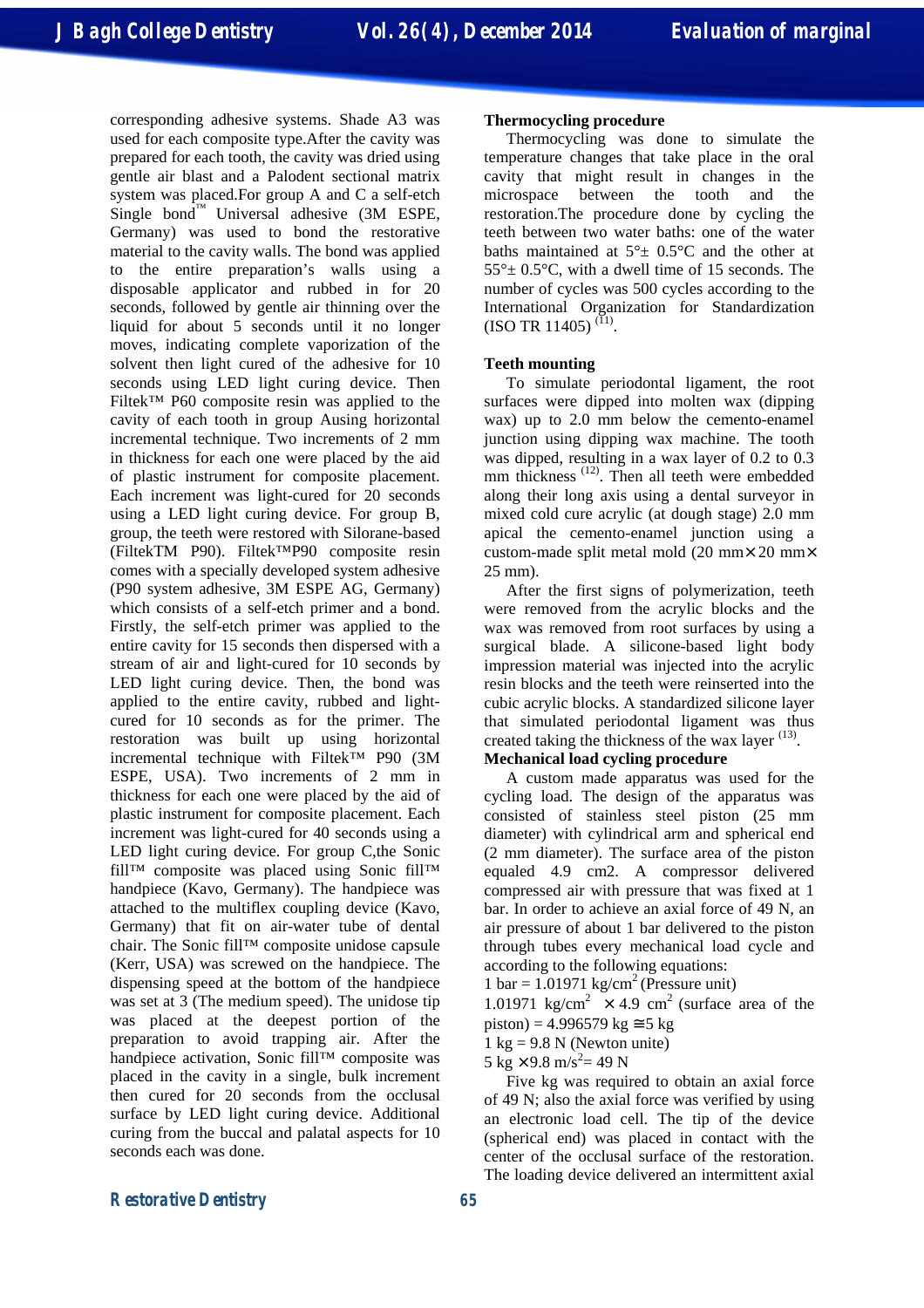corresponding adhesive systems. Shade A3 was used for each composite type.After the cavity was prepared for each tooth, the cavity was dried using gentle air blast and a Palodent sectional matrix system was placed.For group A and C a self-etch Single bond™ Universal adhesive (3M ESPE, Germany) was used to bond the restorative material to the cavity walls. The bond was applied to the entire preparation's walls using a disposable applicator and rubbed in for 20 seconds, followed by gentle air thinning over the liquid for about 5 seconds until it no longer moves, indicating complete vaporization of the solvent then light cured of the adhesive for 10 seconds using LED light curing device. Then Filtek™ P60 composite resin was applied to the cavity of each tooth in group Ausing horizontal incremental technique. Two increments of 2 mm in thickness for each one were placed by the aid of plastic instrument for composite placement. Each increment was light-cured for 20 seconds using a LED light curing device. For group B, group, the teeth were restored with Silorane-based (FiltekTM P90). Filtek™P90 composite resin comes with a specially developed system adhesive (P90 system adhesive, 3M ESPE AG, Germany) which consists of a self-etch primer and a bond. Firstly, the self-etch primer was applied to the entire cavity for 15 seconds then dispersed with a stream of air and light-cured for 10 seconds by LED light curing device. Then, the bond was applied to the entire cavity, rubbed and light-cured for 10 seconds as for the primer. The restoration was built up using horizontal incremental technique with Filtek™ P90 (3M ESPE, USA). Two increments of 2 mm in thickness for each one were placed by the aid of plastic instrument for composite placement. Each increment was light-cured for 40 seconds using a LED light curing device. For group C,the Sonic fill™ composite was placed using Sonic fill™ handpiece (Kavo, Germany). The handpiece was attached to the multiflex coupling device (Kavo, Germany) that fit on air-water tube of dental chair. The Sonic fill™ composite unidose capsule (Kerr, USA) was screwed on the handpiece. The dispensing speed at the bottom of the handpiece was set at 3 (The medium speed). The unidose tip was placed at the deepest portion of the preparation to avoid trapping air. After the handpiece activation, Sonic fill™ composite was placed in the cavity in a single, bulk increment then cured for 20 seconds from the occlusal surface by LED light curing device. Additional curing from the buccal and palatal aspects for 10 seconds each was done.

**Thermocycling procedure**

Thermocycling was done to simulate the temperature changes that take place in the oral cavity that might result in changes in the microspace between the tooth and the restoration.The procedure done by cycling the teeth between two water baths: one of the water baths maintained at 5°± 0.5°C and the other at 55°± 0.5°C, with a dwell time of 15 seconds. The number of cycles was 500 cycles according to the International Organization for Standardization (ISO TR 11405) [11].

**Teeth mounting**

To simulate periodontal ligament, the root surfaces were dipped into molten wax (dipping wax) up to 2.0 mm below the cemento-enamel junction using dipping wax machine. The tooth was dipped, resulting in a wax layer of 0.2 to 0.3 mm thickness [12]. Then all teeth were embedded along their long axis using a dental surveyor in mixed cold cure acrylic (at dough stage) 2.0 mm apical the cemento-enamel junction using a custom-made split metal mold (20 mm× 20 mm× 25 mm).

After the first signs of polymerization, teeth were removed from the acrylic blocks and the wax was removed from root surfaces by using a surgical blade. A silicone-based light body impression material was injected into the acrylic resin blocks and the teeth were reinserted into the cubic acrylic blocks. A standardized silicone layer that simulated periodontal ligament was thus created taking the thickness of the wax layer [13].

**Mechanical load cycling procedure**

A custom made apparatus was used for the cycling load. The design of the apparatus was consisted of stainless steel piston (25 mm diameter) with cylindrical arm and spherical end (2 mm diameter). The surface area of the piston equaled 4.9 cm2. A compressor delivered compressed air with pressure that was fixed at 1 bar. In order to achieve an axial force of 49 N, an air pressure of about 1 bar delivered to the piston through tubes every mechanical load cycle and according to the following equations:

1 bar = 1.01971 $kg/cm^2$ (Pressure unit)

1.01971 $kg/cm^2$ × 4.9 $cm^2$ (surface area of the piston) = 4.996579 kg ≅5 kg

1 kg = 9.8 N (Newton unite)

5 kg ×9.8 $m/s^2$= 49 N

Five kg was required to obtain an axial force of 49 N; also the axial force was verified by using an electronic load cell. The tip of the device (spherical end) was placed in contact with the center of the occlusal surface of the restoration. The loading device delivered an intermittent axial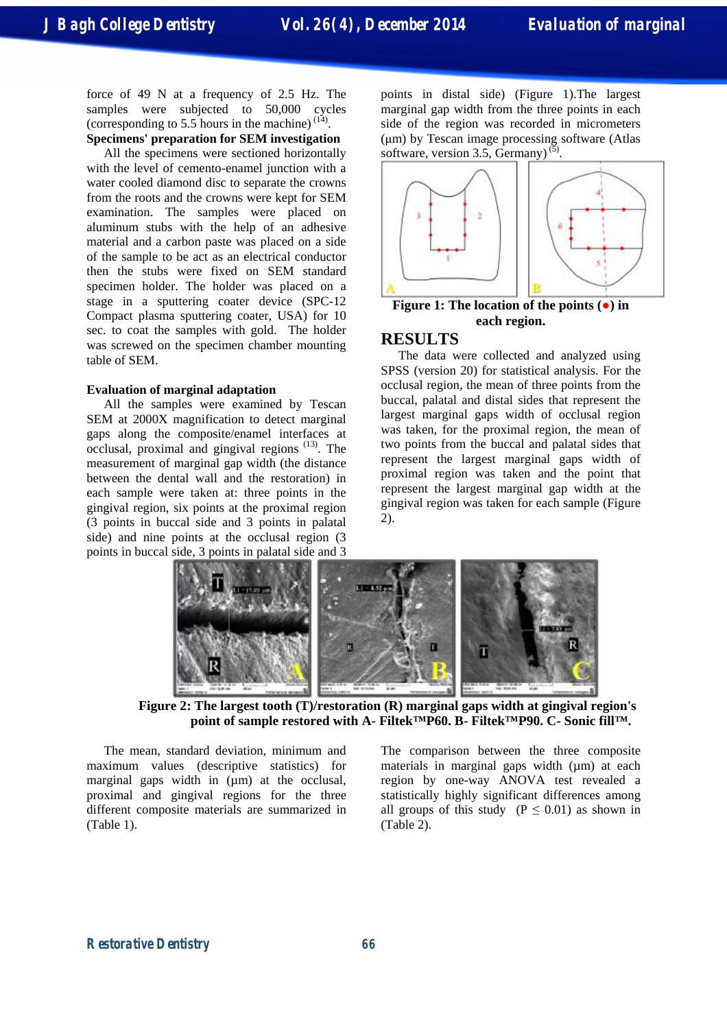force of 49 N at a frequency of 2.5 Hz. The samples were subjected to 50,000 cycles (corresponding to 5.5 hours in the machine) [14].

**Specimens' preparation for SEM investigation**

All the specimens were sectioned horizontally with the level of cemento-enamel junction with a water cooled diamond disc to separate the crowns from the roots and the crowns were kept for SEM examination. The samples were placed on aluminum stubs with the help of an adhesive material and a carbon paste was placed on a side of the sample to be act as an electrical conductor then the stubs were fixed on SEM standard specimen holder. The holder was placed on a stage in a sputtering coater device (SPC-12 Compact plasma sputtering coater, USA) for 10 sec. to coat the samples with gold. The holder was screwed on the specimen chamber mounting table of SEM.

**Evaluation of marginal adaptation**

All the samples were examined by Tescan SEM at 2000X magnification to detect marginal gaps along the composite/enamel interfaces at occlusal, proximal and gingival regions [13]. The measurement of marginal gap width (the distance between the dental wall and the restoration) in each sample were taken at: three points in the gingival region, six points at the proximal region (3 points in buccal side and 3 points in palatal side) and nine points at the occlusal region (3 points in buccal side, 3 points in palatal side and 3 points in distal side) (Figure 1).The largest marginal gap width from the three points in each side of the region was recorded in micrometers (µm) by Tescan image processing software (Atlas software, version 3.5, Germany) [5].

**Figure 1: The location of the points (●) in each region.**

# RESULTS

The data were collected and analyzed using SPSS (version 20) for statistical analysis. For the occlusal region, the mean of three points from the buccal, palatal and distal sides that represent the largest marginal gaps width of occlusal region was taken, for the proximal region, the mean of two points from the buccal and palatal sides that represent the largest marginal gaps width of proximal region was taken and the point that represent the largest marginal gap width at the gingival region was taken for each sample (Figure 2).

**Figure 2: The largest tooth (T)/restoration (R) marginal gaps width at gingival region's point of sample restored with A- Filtek™P60. B- Filtek™P90. C- Sonic fill™.**

The mean, standard deviation, minimum and maximum values (descriptive statistics) for marginal gaps width in (µm) at the occlusal, proximal and gingival regions for the three different composite materials are summarized in (Table 1).

The comparison between the three composite materials in marginal gaps width (µm) at each region by one-way ANOVA test revealed a statistically highly significant differences among all groups of this study ($P \leq 0.01$) as shown in (Table 2).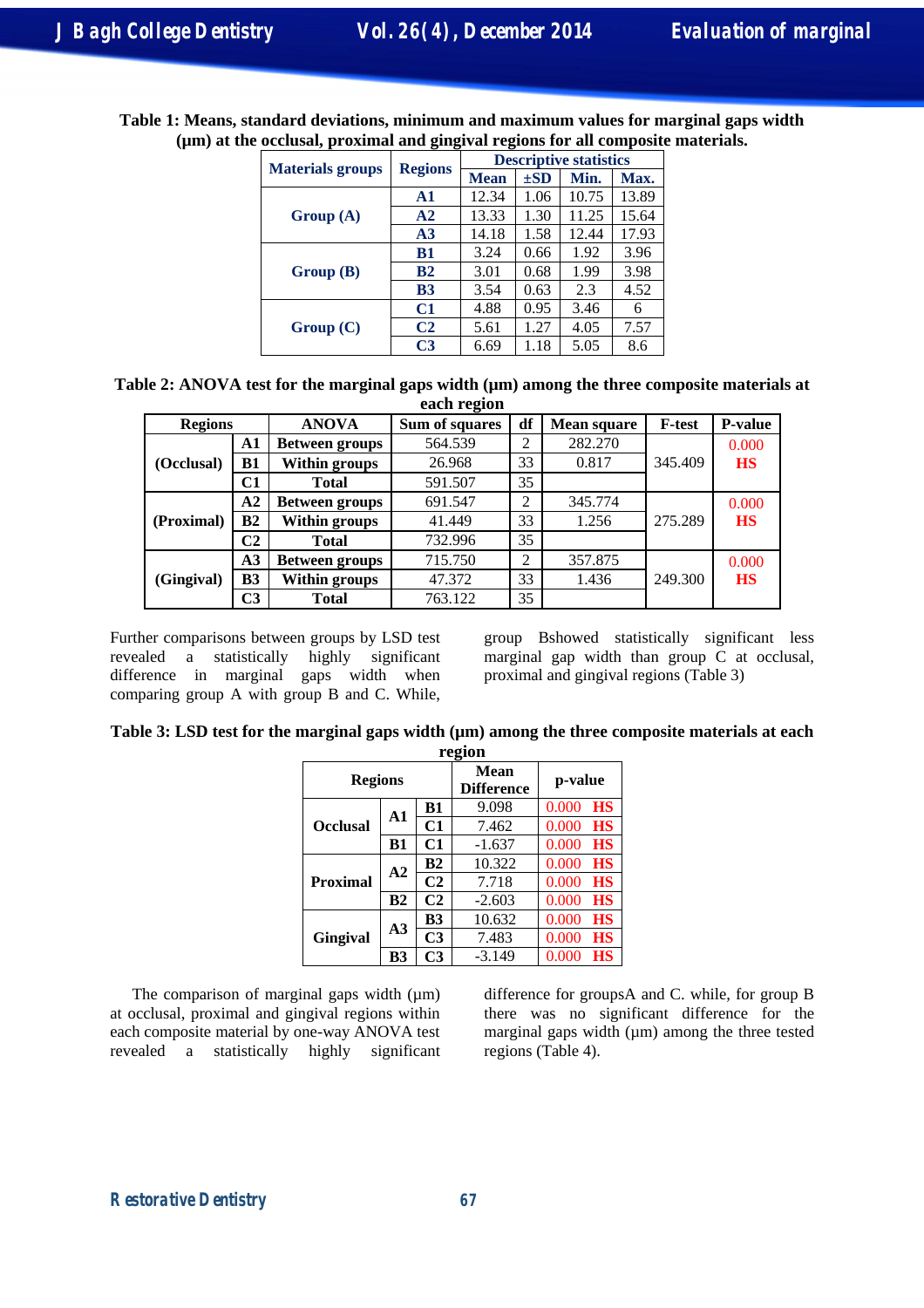**Table 1: Means, standard deviations, minimum and maximum values for marginal gaps width (µm) at the occlusal, proximal and gingival regions for all composite materials.**

| Materials groups | Regions | Descriptive statistics | | | |
|---|---|---|---|---|---|
| | | Mean | ±SD | Min. | Max. |
| Group (A) | A1 | 12.34 | 1.06 | 10.75 | 13.89 |
| | A2 | 13.33 | 1.30 | 11.25 | 15.64 |
| | A3 | 14.18 | 1.58 | 12.44 | 17.93 |
| Group (B) | B1 | 3.24 | 0.66 | 1.92 | 3.96 |
| | B2 | 3.01 | 0.68 | 1.99 | 3.98 |
| | B3 | 3.54 | 0.63 | 2.3 | 4.52 |
| Group (C) | C1 | 4.88 | 0.95 | 3.46 | 6 |
| | C2 | 5.61 | 1.27 | 4.05 | 7.57 |
| | C3 | 6.69 | 1.18 | 5.05 | 8.6 |

**Table 2: ANOVA test for the marginal gaps width (µm) among the three composite materials at each region**

| Regions | | ANOVA | Sum of squares | df | Mean square | F-test | P-value |
|---|---|---|---|---|---|---|---|
| (Occlusal) | A1 | Between groups | 564.539 | 2 | 282.270 | 345.409 | 0.000 HS |
| | B1 | Within groups | 26.968 | 33 | 0.817 | | |
| | C1 | Total | 591.507 | 35 | | | |
| (Proximal) | A2 | Between groups | 691.547 | 2 | 345.774 | 275.289 | 0.000 HS |
| | B2 | Within groups | 41.449 | 33 | 1.256 | | |
| | C2 | Total | 732.996 | 35 | | | |
| (Gingival) | A3 | Between groups | 715.750 | 2 | 357.875 | 249.300 | 0.000 HS |
| | B3 | Within groups | 47.372 | 33 | 1.436 | | |
| | C3 | Total | 763.122 | 35 | | | |

Further comparisons between groups by LSD test revealed a statistically highly significant difference in marginal gaps width when comparing group A with group B and C. While, group Bshowed statistically significant less marginal gap width than group C at occlusal, proximal and gingival regions (Table 3)

**Table 3: LSD test for the marginal gaps width (µm) among the three composite materials at each region**

| Regions | | | Mean Difference | p-value |
|---|---|---|---|---|
| Occlusal | A1 | B1 | 9.098 | 0.000 HS |
| | | C1 | 7.462 | 0.000 HS |
| | B1 | C1 | -1.637 | 0.000 HS |
| Proximal | A2 | B2 | 10.322 | 0.000 HS |
| | | C2 | 7.718 | 0.000 HS |
| | B2 | C2 | -2.603 | 0.000 HS |
| Gingival | A3 | B3 | 10.632 | 0.000 HS |
| | | C3 | 7.483 | 0.000 HS |
| | B3 | C3 | -3.149 | 0.000 HS |

The comparison of marginal gaps width (µm) at occlusal, proximal and gingival regions within each composite material by one-way ANOVA test revealed a statistically highly significant difference for groupsA and C. while, for group B there was no significant difference for the marginal gaps width (µm) among the three tested regions (Table 4).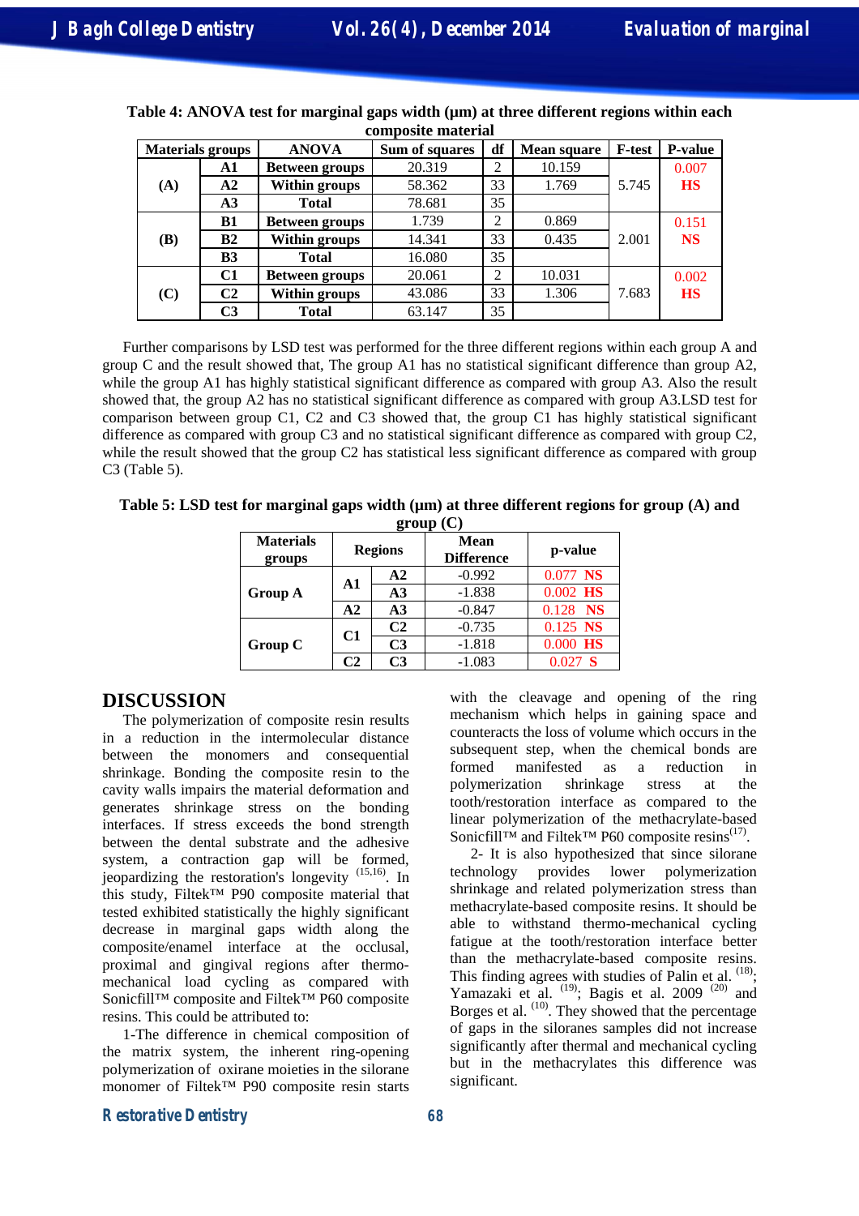**Table 4: ANOVA test for marginal gaps width (µm) at three different regions within each composite material**

| Materials groups | | ANOVA | Sum of squares | df | Mean square | F-test | P-value |
|---|---|---|---|---|---|---|---|
| (A) | A1 | Between groups | 20.319 | 2 | 10.159 | 5.745 | 0.007 HS |
| | A2 | Within groups | 58.362 | 33 | 1.769 | | |
| | A3 | Total | 78.681 | 35 | | | |
| (B) | B1 | Between groups | 1.739 | 2 | 0.869 | 2.001 | 0.151 NS |
| | B2 | Within groups | 14.341 | 33 | 0.435 | | |
| | B3 | Total | 16.080 | 35 | | | |
| (C) | C1 | Between groups | 20.061 | 2 | 10.031 | 7.683 | 0.002 HS |
| | C2 | Within groups | 43.086 | 33 | 1.306 | | |
| | C3 | Total | 63.147 | 35 | | | |

Further comparisons by LSD test was performed for the three different regions within each group A and group C and the result showed that, The group A1 has no statistical significant difference than group A2, while the group A1 has highly statistical significant difference as compared with group A3. Also the result showed that, the group A2 has no statistical significant difference as compared with group A3.LSD test for comparison between group C1, C2 and C3 showed that, the group C1 has highly statistical significant difference as compared with group C3 and no statistical significant difference as compared with group C2, while the result showed that the group C2 has statistical less significant difference as compared with group C3 (Table 5).

**Table 5: LSD test for marginal gaps width (µm) at three different regions for group (A) and group (C)**

| Materials groups | Regions | | Mean Difference | p-value |
|---|---|---|---|---|
| Group A | A1 | A2 | -0.992 | 0.077 NS |
| | | A3 | -1.838 | 0.002 HS |
| | A2 | A3 | -0.847 | 0.128 NS |
| Group C | C1 | C2 | -0.735 | 0.125 NS |
| | | C3 | -1.818 | 0.000 HS |
| | C2 | C3 | -1.083 | 0.027 S |

## DISCUSSION

The polymerization of composite resin results in a reduction in the intermolecular distance between the monomers and consequential shrinkage. Bonding the composite resin to the cavity walls impairs the material deformation and generates shrinkage stress on the bonding interfaces. If stress exceeds the bond strength between the dental substrate and the adhesive system, a contraction gap will be formed, jeopardizing the restoration's longevity [15,16]. In this study, Filtek™ P90 composite material that tested exhibited statistically the highly significant decrease in marginal gaps width along the composite/enamel interface at the occlusal, proximal and gingival regions after thermo-mechanical load cycling as compared with Sonicfill™ composite and Filtek™ P60 composite resins. This could be attributed to:

1-The difference in chemical composition of the matrix system, the inherent ring-opening polymerization of oxirane moieties in the silorane monomer of Filtek™ P90 composite resin starts with the cleavage and opening of the ring mechanism which helps in gaining space and counteracts the loss of volume which occurs in the subsequent step, when the chemical bonds are formed manifested as a reduction in polymerization shrinkage stress at the tooth/restoration interface as compared to the linear polymerization of the methacrylate-based Sonicfill™ and Filtek™ P60 composite resins[17].

2- It is also hypothesized that since silorane technology provides lower polymerization shrinkage and related polymerization stress than methacrylate-based composite resins. It should be able to withstand thermo-mechanical cycling fatigue at the tooth/restoration interface better than the methacrylate-based composite resins. This finding agrees with studies of Palin et al. [18]; Yamazaki et al. [19]; Bagis et al. 2009 [20] and Borges et al. [10]. They showed that the percentage of gaps in the siloranes samples did not increase significantly after thermal and mechanical cycling but in the methacrylates this difference was significant.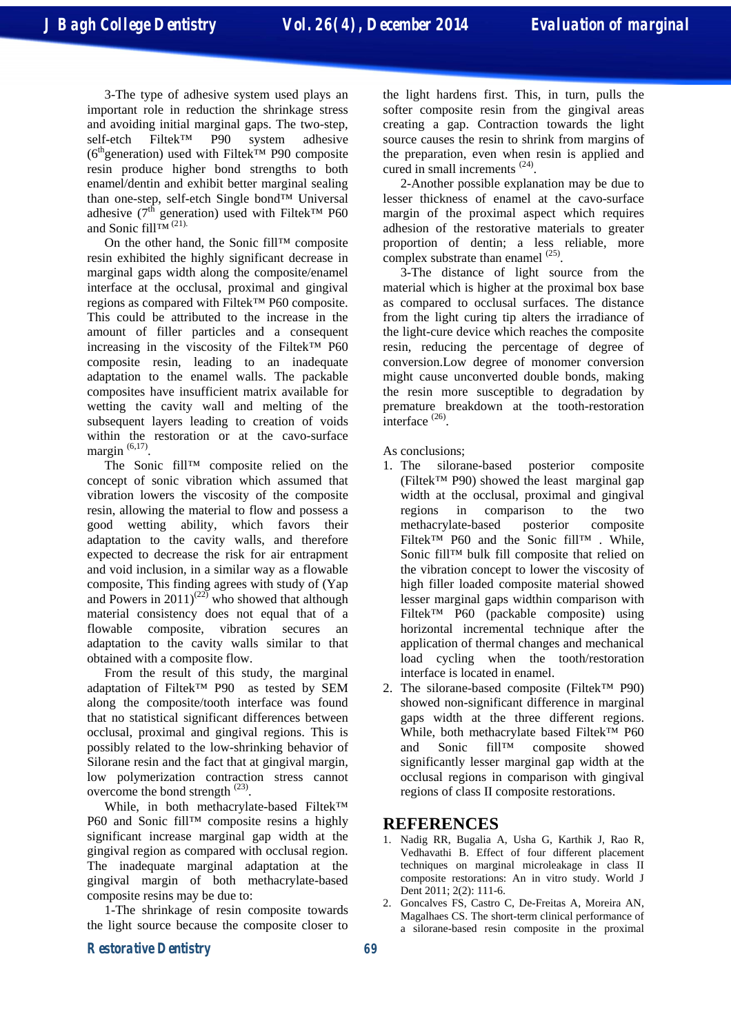3-The type of adhesive system used plays an important role in reduction the shrinkage stress and avoiding initial marginal gaps. The two-step, self-etch Filtek™ P90 system adhesive (6$^{th}$generation) used with Filtek™ P90 composite resin produce higher bond strengths to both enamel/dentin and exhibit better marginal sealing than one-step, self-etch Single bond™ Universal adhesive (7$^{th}$ generation) used with Filtek™ P60 and Sonic fill™ [21].

On the other hand, the Sonic fill™ composite resin exhibited the highly significant decrease in marginal gaps width along the composite/enamel interface at the occlusal, proximal and gingival regions as compared with Filtek™ P60 composite. This could be attributed to the increase in the amount of filler particles and a consequent increasing in the viscosity of the Filtek™ P60 composite resin, leading to an inadequate adaptation to the enamel walls. The packable composites have insufficient matrix available for wetting the cavity wall and melting of the subsequent layers leading to creation of voids within the restoration or at the cavo-surface margin [6,17].

The Sonic fill™ composite relied on the concept of sonic vibration which assumed that vibration lowers the viscosity of the composite resin, allowing the material to flow and possess a good wetting ability, which favors their adaptation to the cavity walls, and therefore expected to decrease the risk for air entrapment and void inclusion, in a similar way as a flowable composite, This finding agrees with study of (Yap and Powers in 2011)[22] who showed that although material consistency does not equal that of a flowable composite, vibration secures an adaptation to the cavity walls similar to that obtained with a composite flow.

From the result of this study, the marginal adaptation of Filtek™ P90 as tested by SEM along the composite/tooth interface was found that no statistical significant differences between occlusal, proximal and gingival regions. This is possibly related to the low-shrinking behavior of Silorane resin and the fact that at gingival margin, low polymerization contraction stress cannot overcome the bond strength [23].

While, in both methacrylate-based Filtek™ P60 and Sonic fill™ composite resins a highly significant increase marginal gap width at the gingival region as compared with occlusal region. The inadequate marginal adaptation at the gingival margin of both methacrylate-based composite resins may be due to:

1-The shrinkage of resin composite towards the light source because the composite closer to the light hardens first. This, in turn, pulls the softer composite resin from the gingival areas creating a gap. Contraction towards the light source causes the resin to shrink from margins of the preparation, even when resin is applied and cured in small increments [24].

2-Another possible explanation may be due to lesser thickness of enamel at the cavo-surface margin of the proximal aspect which requires adhesion of the restorative materials to greater proportion of dentin; a less reliable, more complex substrate than enamel [25].

3-The distance of light source from the material which is higher at the proximal box base as compared to occlusal surfaces. The distance from the light curing tip alters the irradiance of the light-cure device which reaches the composite resin, reducing the percentage of degree of conversion.Low degree of monomer conversion might cause unconverted double bonds, making the resin more susceptible to degradation by premature breakdown at the tooth-restoration interface [26].

As conclusions;

1. The silorane-based posterior composite (Filtek™ P90) showed the least marginal gap width at the occlusal, proximal and gingival regions in comparison to the two methacrylate-based posterior composite Filtek™ P60 and the Sonic fill™ . While, Sonic fill™ bulk fill composite that relied on the vibration concept to lower the viscosity of high filler loaded composite material showed lesser marginal gaps widthin comparison with Filtek™ P60 (packable composite) using horizontal incremental technique after the application of thermal changes and mechanical load cycling when the tooth/restoration interface is located in enamel.
2. The silorane-based composite (Filtek™ P90) showed non-significant difference in marginal gaps width at the three different regions. While, both methacrylate based Filtek™ P60 and Sonic fill™ composite showed significantly lesser marginal gap width at the occlusal regions in comparison with gingival regions of class II composite restorations.

## REFERENCES

1. Nadig RR, Bugalia A, Usha G, Karthik J, Rao R, Vedhavathi B. Effect of four different placement techniques on marginal microleakage in class II composite restorations: An in vitro study. World J Dent 2011; 2(2): 111-6.
2. Goncalves FS, Castro C, De-Freitas A, Moreira AN, Magalhaes CS. The short-term clinical performance of a silorane-based resin composite in the proximal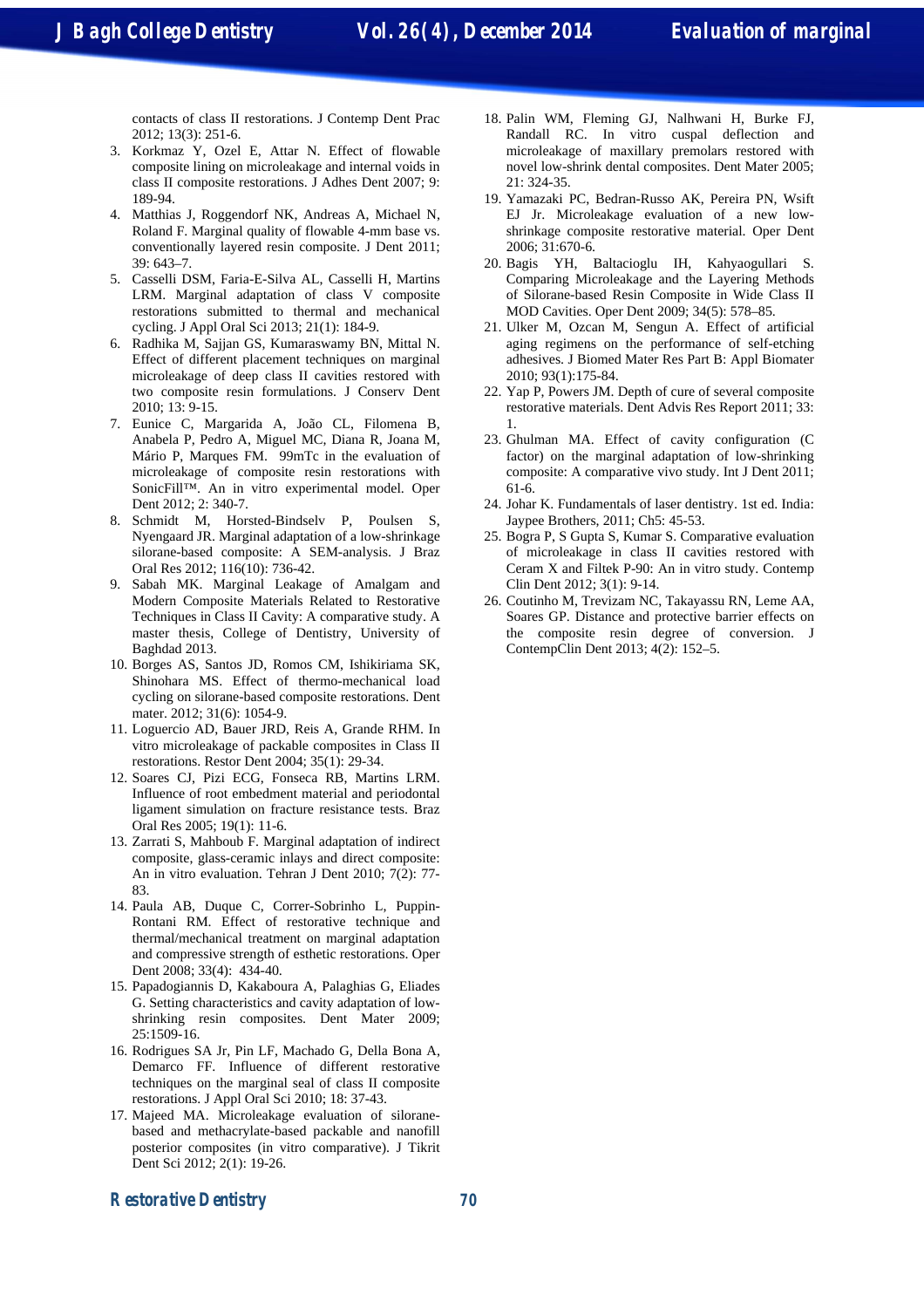contacts of class II restorations. J Contemp Dent Prac 2012; 13(3): 251-6.

3. Korkmaz Y, Ozel E, Attar N. Effect of flowable composite lining on microleakage and internal voids in class II composite restorations. J Adhes Dent 2007; 9: 189-94.
4. Matthias J, Roggendorf NK, Andreas A, Michael N, Roland F. Marginal quality of flowable 4-mm base vs. conventionally layered resin composite. J Dent 2011; 39: 643–7.
5. Casselli DSM, Faria-E-Silva AL, Casselli H, Martins LRM. Marginal adaptation of class V composite restorations submitted to thermal and mechanical cycling. J Appl Oral Sci 2013; 21(1): 184-9.
6. Radhika M, Sajjan GS, Kumaraswamy BN, Mittal N. Effect of different placement techniques on marginal microleakage of deep class II cavities restored with two composite resin formulations. J Conserv Dent 2010; 13: 9-15.
7. Eunice C, Margarida A, João CL, Filomena B, Anabela P, Pedro A, Miguel MC, Diana R, Joana M, Mário P, Marques FM. 99mTc in the evaluation of microleakage of composite resin restorations with SonicFill™. An in vitro experimental model. Oper Dent 2012; 2: 340-7.
8. Schmidt M, Horsted-Bindselv P, Poulsen S, Nyengaard JR. Marginal adaptation of a low-shrinkage silorane-based composite: A SEM-analysis. J Braz Oral Res 2012; 116(10): 736-42.
9. Sabah MK. Marginal Leakage of Amalgam and Modern Composite Materials Related to Restorative Techniques in Class II Cavity: A comparative study. A master thesis, College of Dentistry, University of Baghdad 2013.
10. Borges AS, Santos JD, Romos CM, Ishikiriama SK, Shinohara MS. Effect of thermo-mechanical load cycling on silorane-based composite restorations. Dent mater. 2012; 31(6): 1054-9.
11. Loguercio AD, Bauer JRD, Reis A, Grande RHM. In vitro microleakage of packable composites in Class II restorations. Restor Dent 2004; 35(1): 29-34.
12. Soares CJ, Pizi ECG, Fonseca RB, Martins LRM. Influence of root embedment material and periodontal ligament simulation on fracture resistance tests. Braz Oral Res 2005; 19(1): 11-6.
13. Zarrati S, Mahboub F. Marginal adaptation of indirect composite, glass-ceramic inlays and direct composite: An in vitro evaluation. Tehran J Dent 2010; 7(2): 77-83.
14. Paula AB, Duque C, Correr-Sobrinho L, Puppin-Rontani RM. Effect of restorative technique and thermal/mechanical treatment on marginal adaptation and compressive strength of esthetic restorations. Oper Dent 2008; 33(4): 434-40.
15. Papadogiannis D, Kakaboura A, Palaghias G, Eliades G. Setting characteristics and cavity adaptation of low-shrinking resin composites. Dent Mater 2009; 25:1509-16.
16. Rodrigues SA Jr, Pin LF, Machado G, Della Bona A, Demarco FF. Influence of different restorative techniques on the marginal seal of class II composite restorations. J Appl Oral Sci 2010; 18: 37-43.
17. Majeed MA. Microleakage evaluation of silorane-based and methacrylate-based packable and nanofill posterior composites (in vitro comparative). J Tikrit Dent Sci 2012; 2(1): 19-26.
18. Palin WM, Fleming GJ, Nalhwani H, Burke FJ, Randall RC. In vitro cuspal deflection and microleakage of maxillary premolars restored with novel low-shrink dental composites. Dent Mater 2005; 21: 324-35.
19. Yamazaki PC, Bedran-Russo AK, Pereira PN, Wsift EJ Jr. Microleakage evaluation of a new low-shrinkage composite restorative material. Oper Dent 2006; 31:670-6.
20. Bagis YH, Baltacioglu IH, Kahyaogullari S. Comparing Microleakage and the Layering Methods of Silorane-based Resin Composite in Wide Class II MOD Cavities. Oper Dent 2009; 34(5): 578–85.
21. Ulker M, Ozcan M, Sengun A. Effect of artificial aging regimens on the performance of self-etching adhesives. J Biomed Mater Res Part B: Appl Biomater 2010; 93(1):175-84.
22. Yap P, Powers JM. Depth of cure of several composite restorative materials. Dent Advis Res Report 2011; 33: 1.
23. Ghulman MA. Effect of cavity configuration (C factor) on the marginal adaptation of low-shrinking composite: A comparative vivo study. Int J Dent 2011; 61-6.
24. Johar K. Fundamentals of laser dentistry. 1st ed. India: Jaypee Brothers, 2011; Ch5: 45-53.
25. Bogra P, S Gupta S, Kumar S. Comparative evaluation of microleakage in class II cavities restored with Ceram X and Filtek P-90: An in vitro study. Contemp Clin Dent 2012; 3(1): 9-14.
26. Coutinho M, Trevizam NC, Takayassu RN, Leme AA, Soares GP. Distance and protective barrier effects on the composite resin degree of conversion. J ContempClin Dent 2013; 4(2): 152–5.